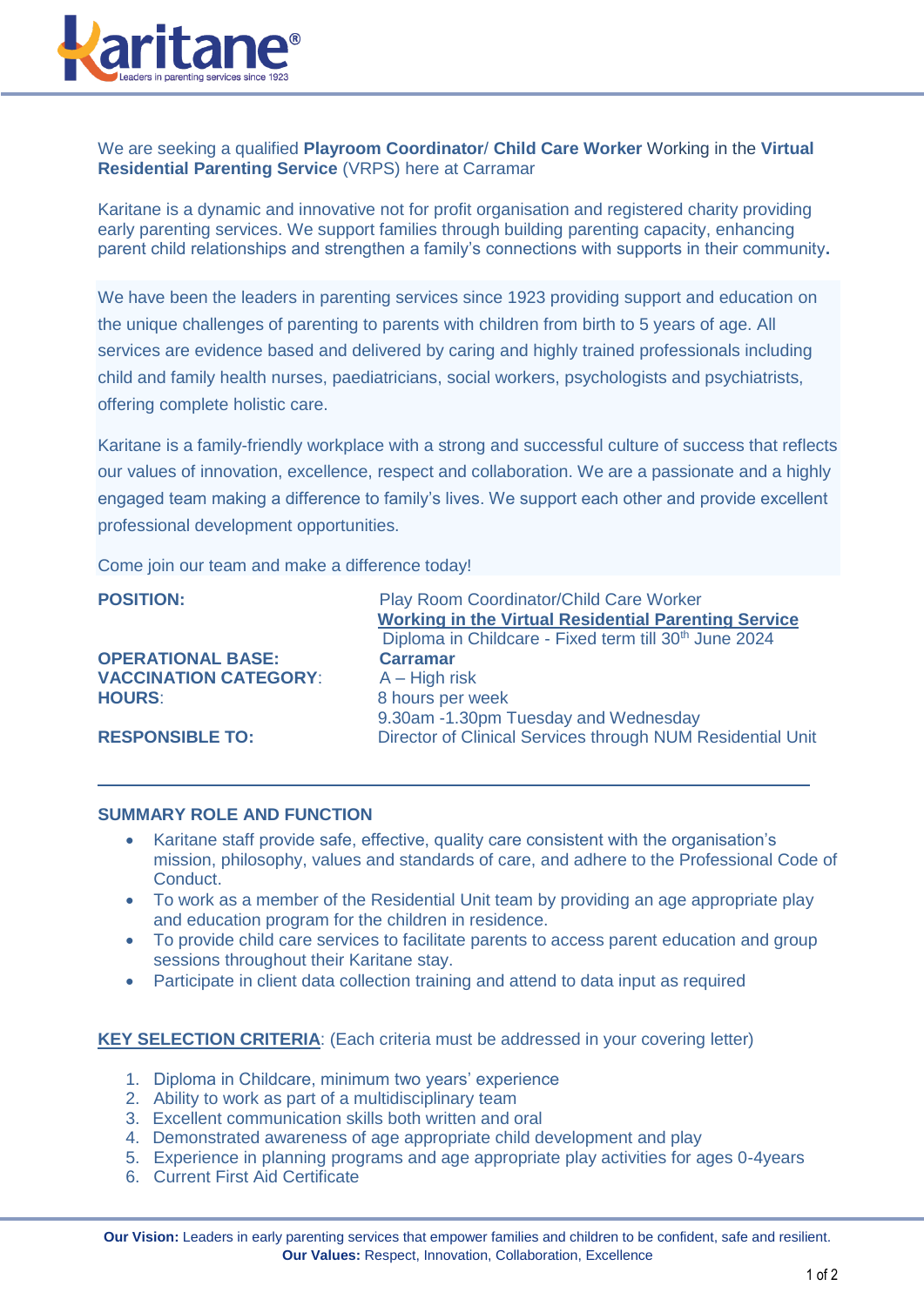We are seeking a qualified **Playroom Coordinator**/ **Child Care Worker** Working in the **Virtual Residential Parenting Service** (VRPS) here at Carramar

Karitane is a dynamic and innovative not for profit organisation and registered charity providing early parenting services. We support families through building parenting capacity, enhancing parent child relationships and strengthen a family's connections with supports in their community**.**

We have been the leaders in parenting services since 1923 providing support and education on the unique challenges of parenting to parents with children from birth to 5 years of age. All services are evidence based and delivered by caring and highly trained professionals including child and family health nurses, paediatricians, social workers, psychologists and psychiatrists, offering complete holistic care.

Karitane is a family-friendly workplace with a strong and successful culture of success that reflects our values of innovation, excellence, respect and collaboration. We are a passionate and a highly engaged team making a difference to family's lives. We support each other and provide excellent professional development opportunities.

Come join our team and make a difference today!

| | |
|---|---|
| **POSITION:** | Play Room Coordinator/Child Care Worker<br>**Working in the Virtual Residential Parenting Service**<br>Diploma in Childcare - Fixed term till 30th June 2024 |
| **OPERATIONAL BASE:** | **Carramar** |
| **VACCINATION CATEGORY**: | A – High risk |
| **HOURS**: | 8 hours per week<br>9.30am -1.30pm Tuesday and Wednesday |
| **RESPONSIBLE TO:** | Director of Clinical Services through NUM Residential Unit |

---

**SUMMARY ROLE AND FUNCTION**

- Karitane staff provide safe, effective, quality care consistent with the organisation's mission, philosophy, values and standards of care, and adhere to the Professional Code of Conduct.
- To work as a member of the Residential Unit team by providing an age appropriate play and education program for the children in residence.
- To provide child care services to facilitate parents to access parent education and group sessions throughout their Karitane stay.
- Participate in client data collection training and attend to data input as required

**KEY SELECTION CRITERIA**: (Each criteria must be addressed in your covering letter)

1. Diploma in Childcare, minimum two years' experience
2. Ability to work as part of a multidisciplinary team
3. Excellent communication skills both written and oral
4. Demonstrated awareness of age appropriate child development and play
5. Experience in planning programs and age appropriate play activities for ages 0-4years
6. Current First Aid Certificate

**Our Vision:** Leaders in early parenting services that empower families and children to be confident, safe and resilient.
**Our Values:** Respect, Innovation, Collaboration, Excellence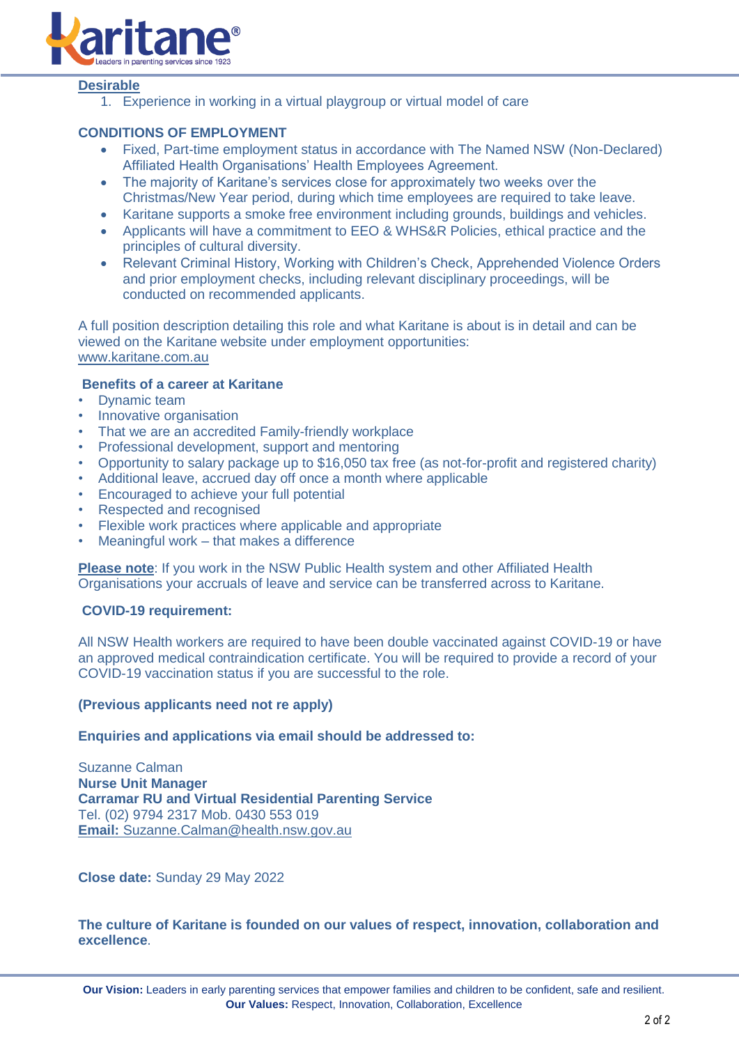**Desirable**

1. Experience in working in a virtual playgroup or virtual model of care

**CONDITIONS OF EMPLOYMENT**

- Fixed, Part-time employment status in accordance with The Named NSW (Non-Declared) Affiliated Health Organisations' Health Employees Agreement.
- The majority of Karitane's services close for approximately two weeks over the Christmas/New Year period, during which time employees are required to take leave.
- Karitane supports a smoke free environment including grounds, buildings and vehicles.
- Applicants will have a commitment to EEO & WHS&R Policies, ethical practice and the principles of cultural diversity.
- Relevant Criminal History, Working with Children's Check, Apprehended Violence Orders and prior employment checks, including relevant disciplinary proceedings, will be conducted on recommended applicants.

A full position description detailing this role and what Karitane is about is in detail and can be viewed on the Karitane website under employment opportunities: www.karitane.com.au

**Benefits of a career at Karitane**

- Dynamic team
- Innovative organisation
- That we are an accredited Family-friendly workplace
- Professional development, support and mentoring
- Opportunity to salary package up to $16,050 tax free (as not-for-profit and registered charity)
- Additional leave, accrued day off once a month where applicable
- Encouraged to achieve your full potential
- Respected and recognised
- Flexible work practices where applicable and appropriate
- Meaningful work – that makes a difference

**Please note**: If you work in the NSW Public Health system and other Affiliated Health Organisations your accruals of leave and service can be transferred across to Karitane.

**COVID-19 requirement:**

All NSW Health workers are required to have been double vaccinated against COVID-19 or have an approved medical contraindication certificate. You will be required to provide a record of your COVID-19 vaccination status if you are successful to the role.

**(Previous applicants need not re apply)**

**Enquiries and applications via email should be addressed to:**

Suzanne Calman
**Nurse Unit Manager**
**Carramar RU and Virtual Residential Parenting Service**
Tel. (02) 9794 2317 Mob. 0430 553 019
**Email:** Suzanne.Calman@health.nsw.gov.au

**Close date:** Sunday 29 May 2022

**The culture of Karitane is founded on our values of respect, innovation, collaboration and excellence**.

**Our Vision:** Leaders in early parenting services that empower families and children to be confident, safe and resilient.
**Our Values:** Respect, Innovation, Collaboration, Excellence